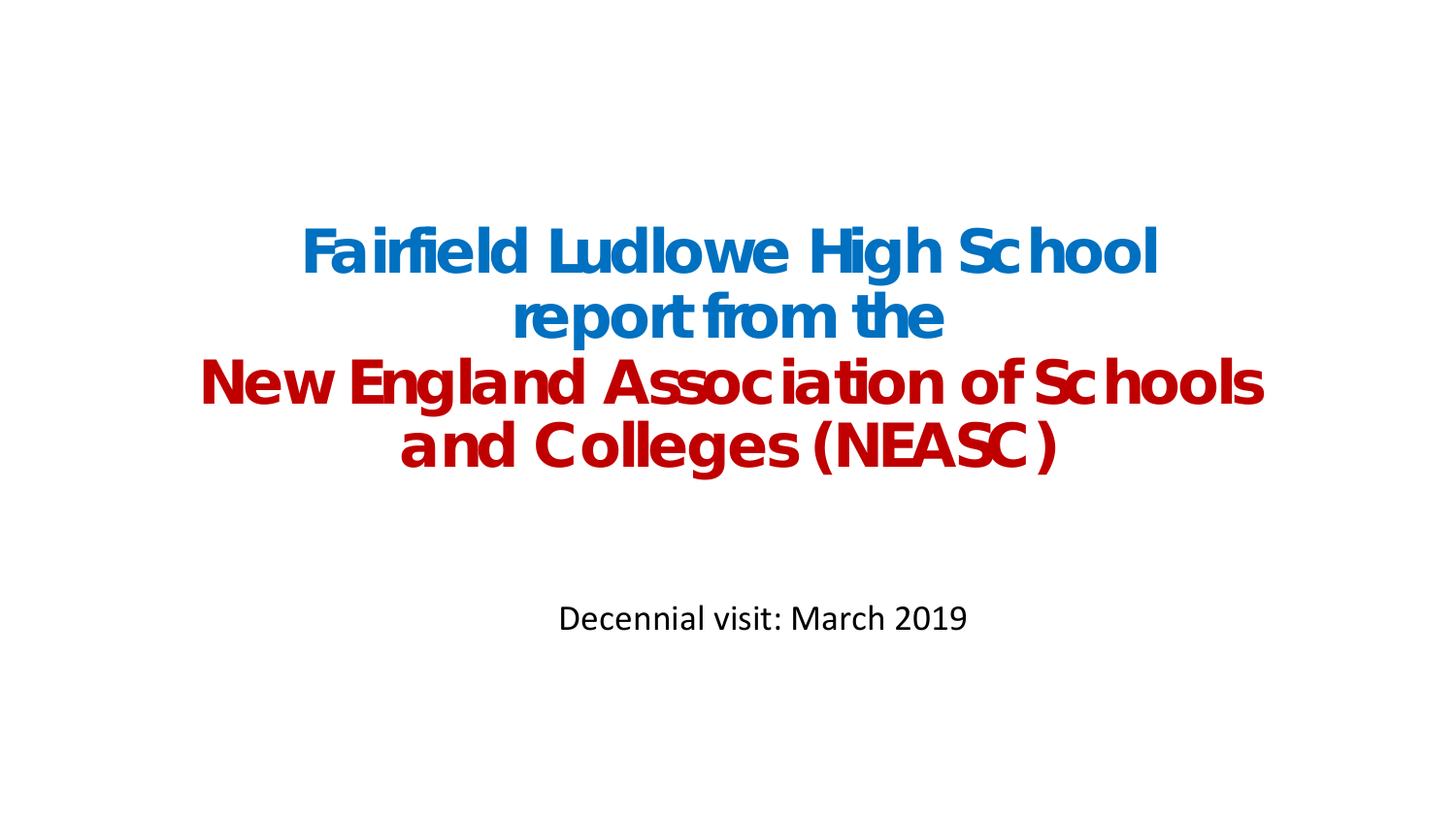# Fairfield Ludlowe High School report from the New England Association of Schools and Colleges (NEASC)

Decennial visit: March 2019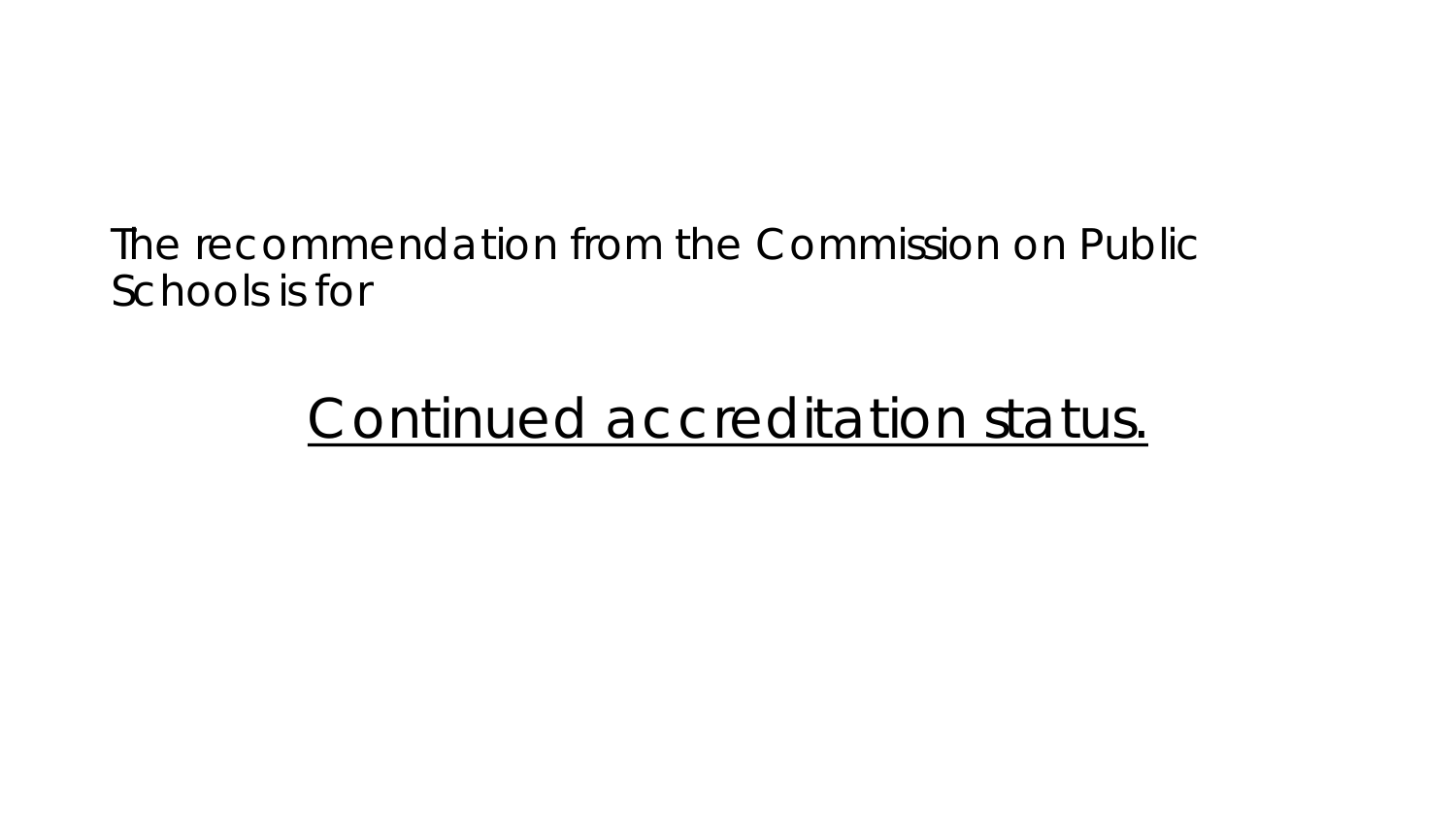The recommendation from the Commission on Public Schools is for

<u>Continued accreditation status.</u>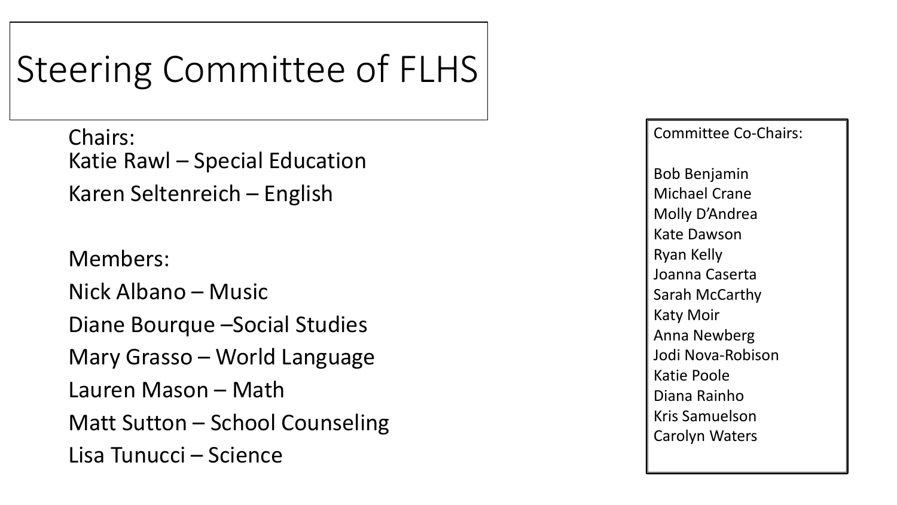# Steering Committee of FLHS

Chairs:

Katie Rawl – Special Education

Karen Seltenreich – English

Members:

Nick Albano – Music

Diane Bourque –Social Studies

Mary Grasso – World Language

Lauren Mason – Math

Matt Sutton – School Counseling

Lisa Tunucci – Science

Committee Co-Chairs:

Bob Benjamin
Michael Crane
Molly D'Andrea
Kate Dawson
Ryan Kelly
Joanna Caserta
Sarah McCarthy
Katy Moir
Anna Newberg
Jodi Nova-Robison
Katie Poole
Diana Rainho
Kris Samuelson
Carolyn Waters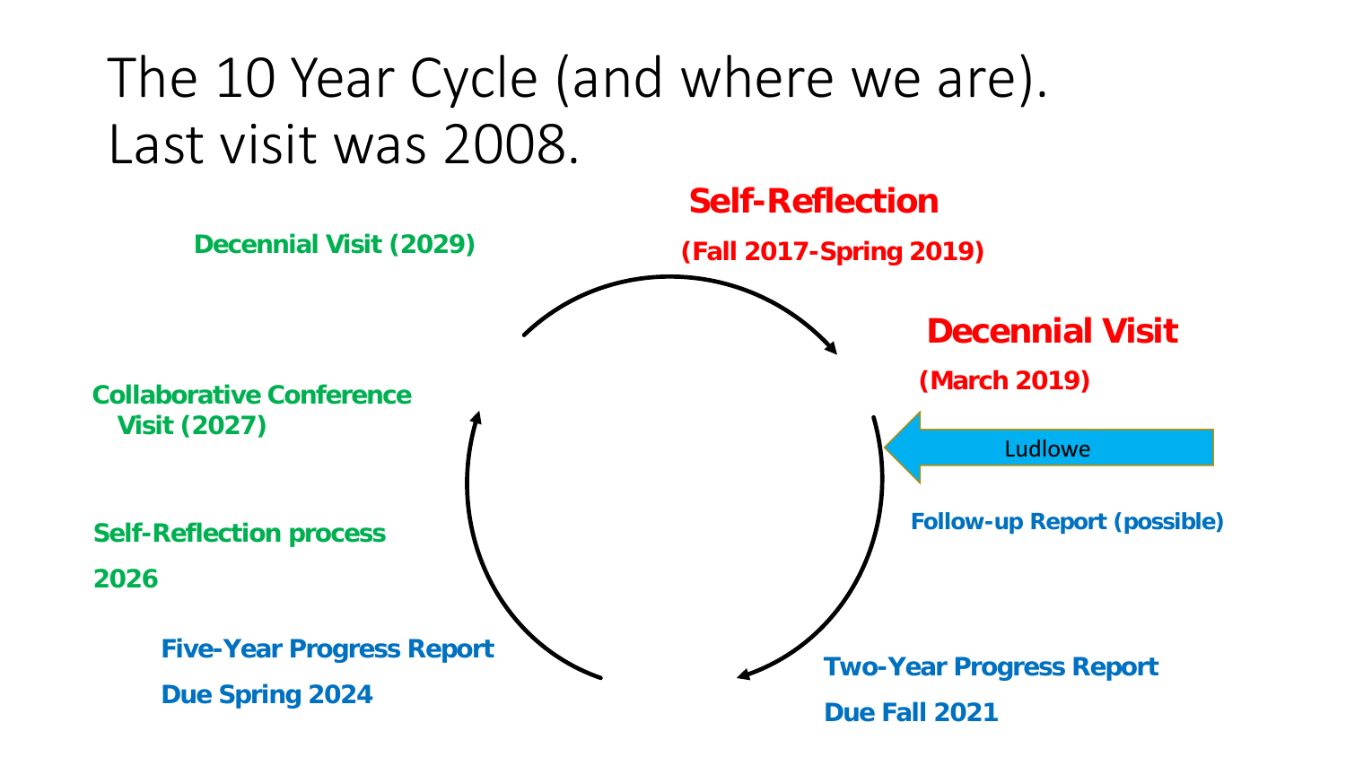# The 10 Year Cycle (and where we are). Last visit was 2008.

**Self-Reflection**

**(Fall 2017-Spring 2019)**

**Decennial Visit**

**(March 2019)**

Ludlowe

**Follow-up Report (possible)**

**Two-Year Progress Report**

**Due Fall 2021**

**Five-Year Progress Report**

**Due Spring 2024**

**Self-Reflection process**

**2026**

**Collaborative Conference Visit (2027)**

**Decennial Visit (2029)**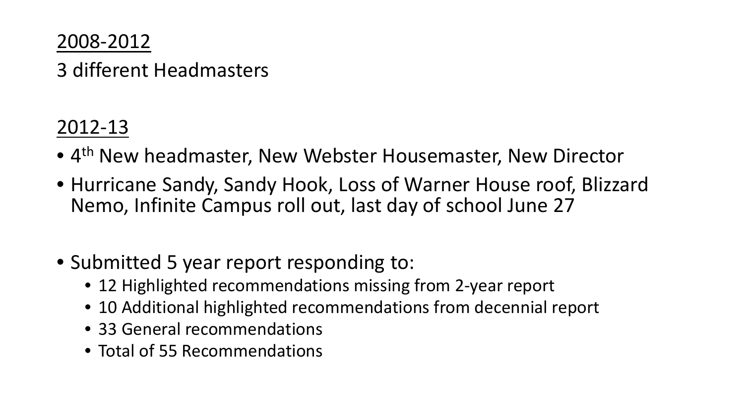2008-2012

3 different Headmasters

2012-13

- 4th New headmaster, New Webster Housemaster, New Director
- Hurricane Sandy, Sandy Hook, Loss of Warner House roof, Blizzard Nemo, Infinite Campus roll out, last day of school June 27

- Submitted 5 year report responding to:
  - 12 Highlighted recommendations missing from 2-year report
  - 10 Additional highlighted recommendations from decennial report
  - 33 General recommendations
  - Total of 55 Recommendations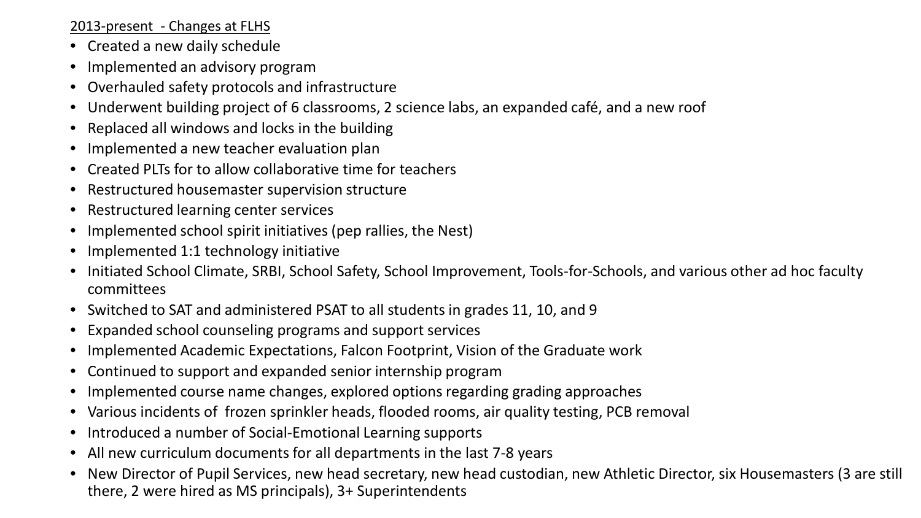<u>2013-present - Changes at FLHS</u>

- Created a new daily schedule
- Implemented an advisory program
- Overhauled safety protocols and infrastructure
- Underwent building project of 6 classrooms, 2 science labs, an expanded café, and a new roof
- Replaced all windows and locks in the building
- Implemented a new teacher evaluation plan
- Created PLTs for to allow collaborative time for teachers
- Restructured housemaster supervision structure
- Restructured learning center services
- Implemented school spirit initiatives (pep rallies, the Nest)
- Implemented 1:1 technology initiative
- Initiated School Climate, SRBI, School Safety, School Improvement, Tools-for-Schools, and various other ad hoc faculty committees
- Switched to SAT and administered PSAT to all students in grades 11, 10, and 9
- Expanded school counseling programs and support services
- Implemented Academic Expectations, Falcon Footprint, Vision of the Graduate work
- Continued to support and expanded senior internship program
- Implemented course name changes, explored options regarding grading approaches
- Various incidents of frozen sprinkler heads, flooded rooms, air quality testing, PCB removal
- Introduced a number of Social-Emotional Learning supports
- All new curriculum documents for all departments in the last 7-8 years
- New Director of Pupil Services, new head secretary, new head custodian, new Athletic Director, six Housemasters (3 are still there, 2 were hired as MS principals), 3+ Superintendents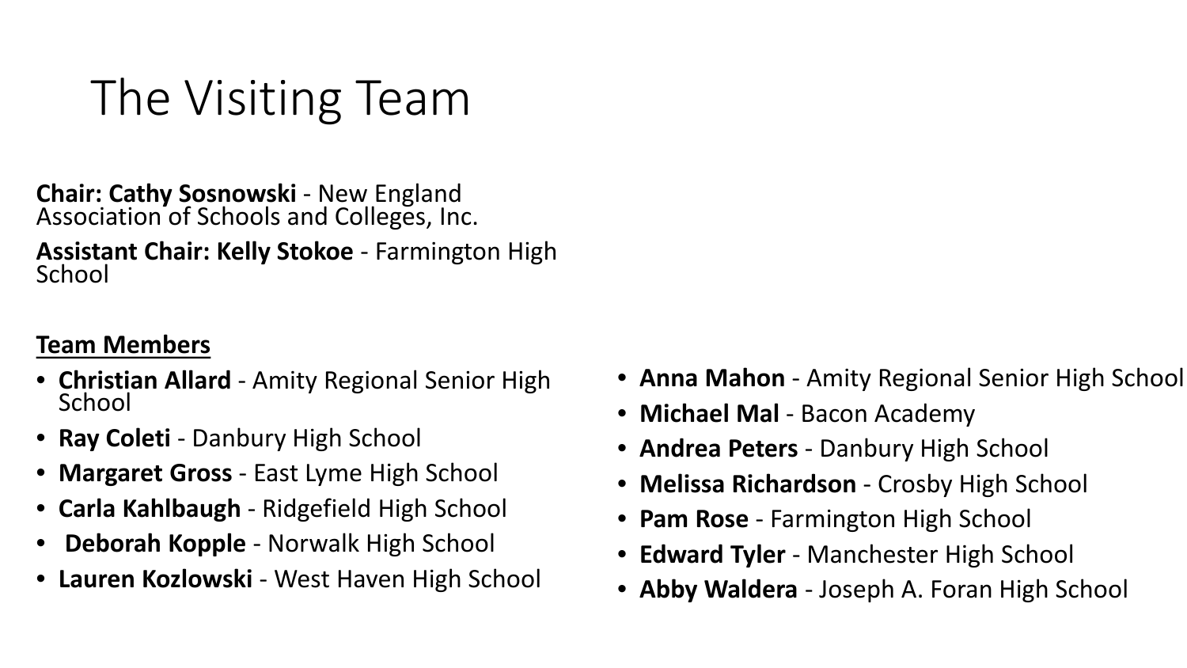# The Visiting Team

**Chair: Cathy Sosnowski** - New England Association of Schools and Colleges, Inc.

**Assistant Chair: Kelly Stokoe** - Farmington High School

**Team Members**

- **Christian Allard** - Amity Regional Senior High School
- **Ray Coleti** - Danbury High School
- **Margaret Gross** - East Lyme High School
- **Carla Kahlbaugh** - Ridgefield High School
- **Deborah Kopple** - Norwalk High School
- **Lauren Kozlowski** - West Haven High School
- **Anna Mahon** - Amity Regional Senior High School
- **Michael Mal** - Bacon Academy
- **Andrea Peters** - Danbury High School
- **Melissa Richardson** - Crosby High School
- **Pam Rose** - Farmington High School
- **Edward Tyler** - Manchester High School
- **Abby Waldera** - Joseph A. Foran High School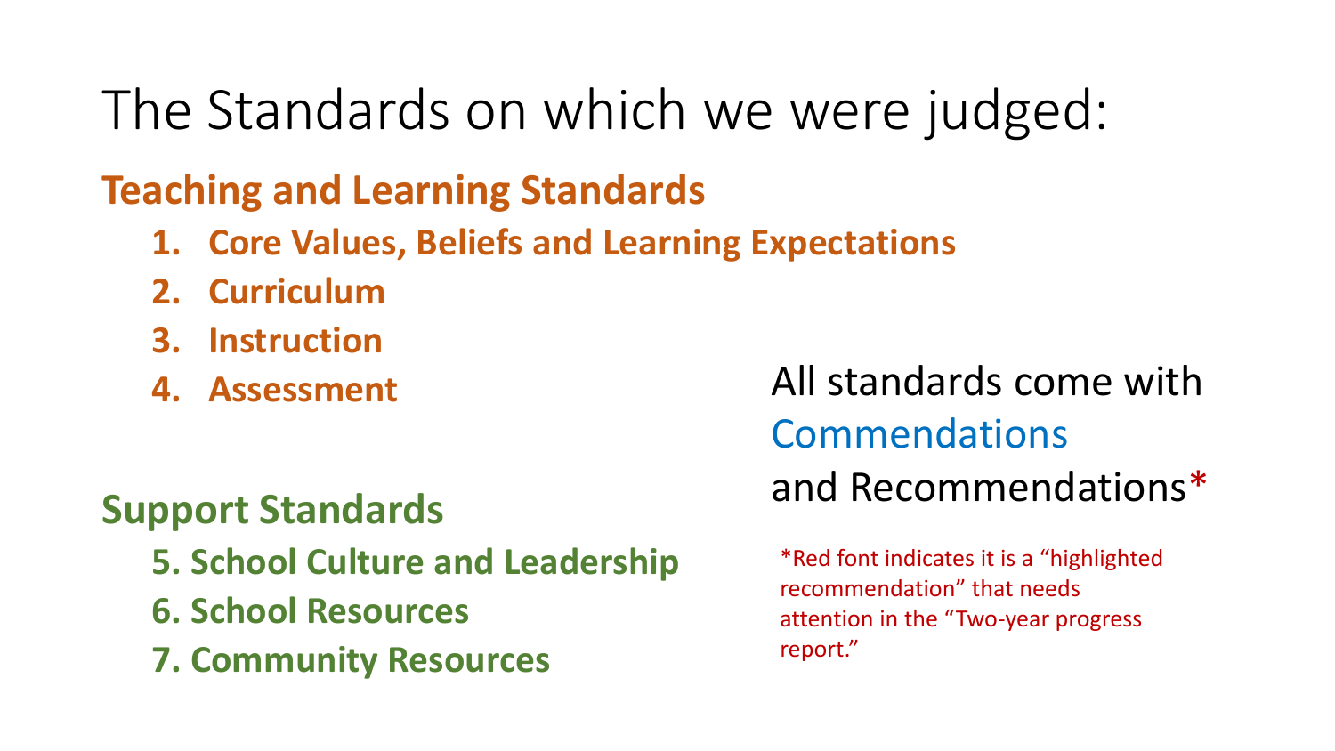# The Standards on which we were judged:

## Teaching and Learning Standards

1. **Core Values, Beliefs and Learning Expectations**
2. **Curriculum**
3. **Instruction**
4. **Assessment**

## Support Standards

5. **School Culture and Leadership**
6. **School Resources**
7. **Community Resources**

All standards come with Commendations and Recommendations*

*Red font indicates it is a "highlighted recommendation" that needs attention in the "Two-year progress report."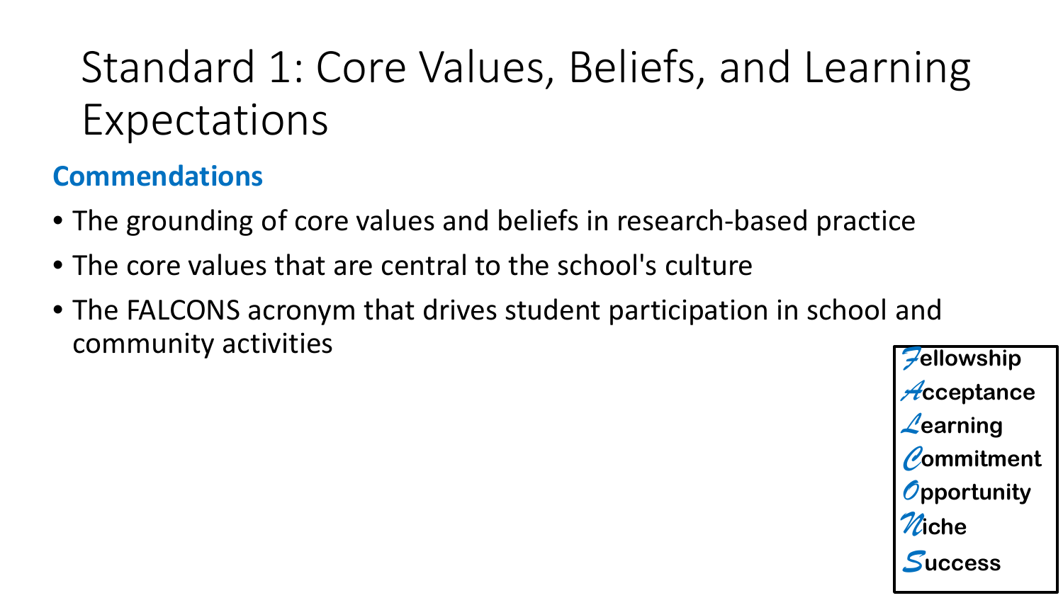# Standard 1: Core Values, Beliefs, and Learning Expectations

**Commendations**

- The grounding of core values and beliefs in research-based practice
- The core values that are central to the school's culture
- The FALCONS acronym that drives student participation in school and community activities

**F**ellowship
**A**cceptance
**L**earning
**C**ommitment
**O**pportunity
**N**iche
**S**uccess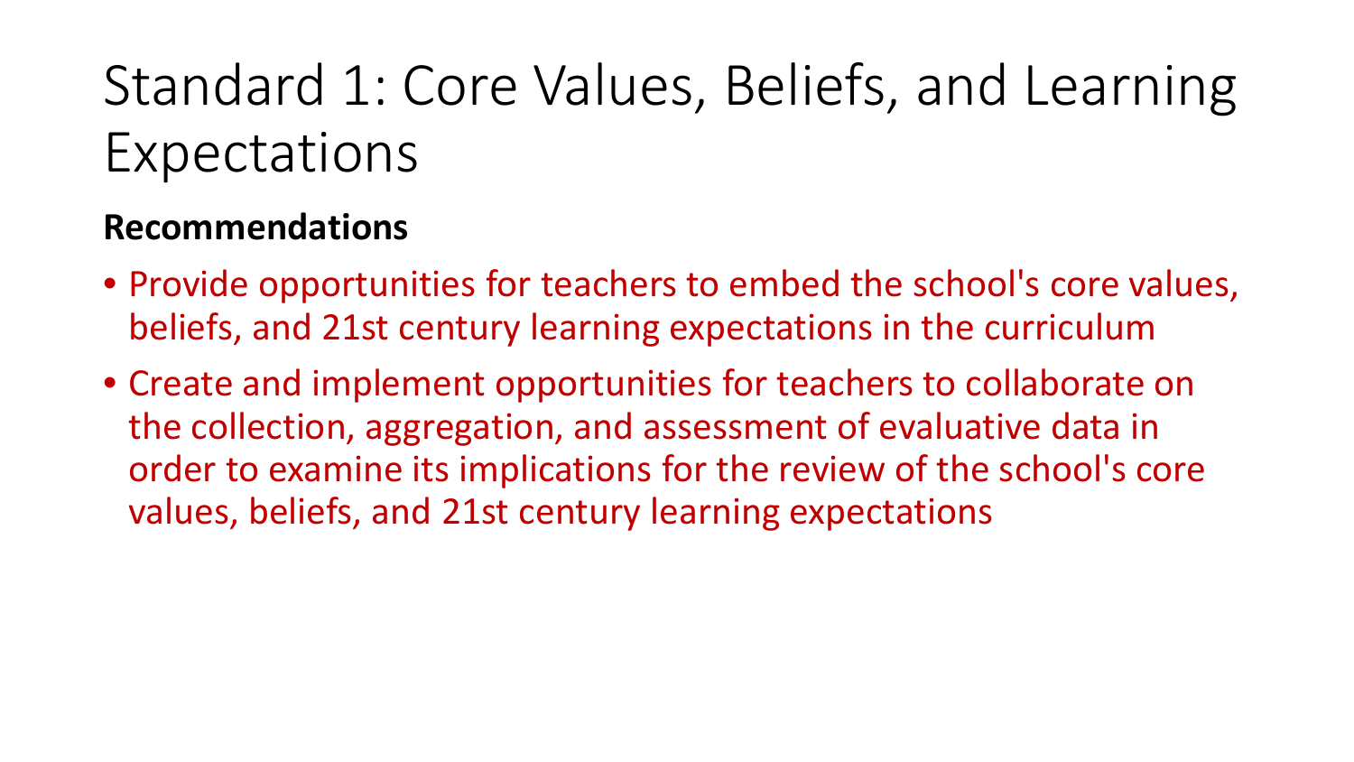# Standard 1: Core Values, Beliefs, and Learning Expectations

**Recommendations**

- Provide opportunities for teachers to embed the school's core values, beliefs, and 21st century learning expectations in the curriculum
- Create and implement opportunities for teachers to collaborate on the collection, aggregation, and assessment of evaluative data in order to examine its implications for the review of the school's core values, beliefs, and 21st century learning expectations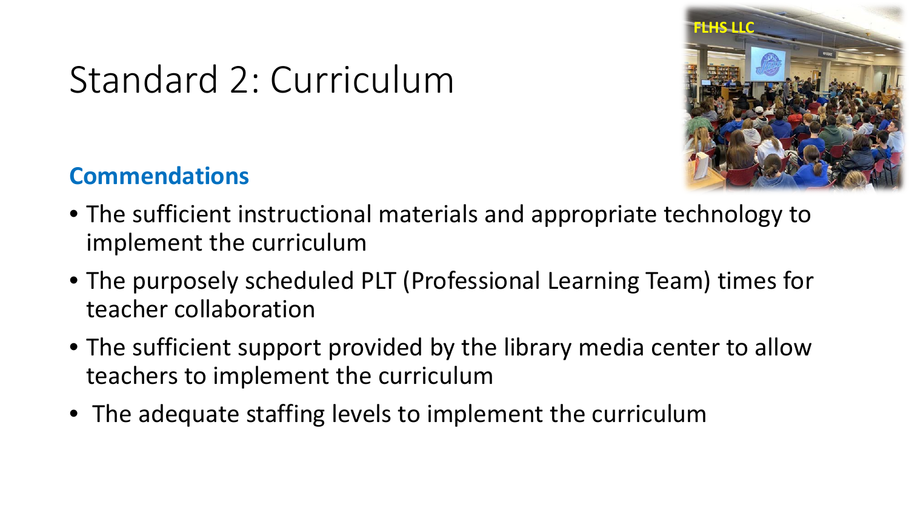# Standard 2: Curriculum

## Commendations

- The sufficient instructional materials and appropriate technology to implement the curriculum
- The purposely scheduled PLT (Professional Learning Team) times for teacher collaboration
- The sufficient support provided by the library media center to allow teachers to implement the curriculum
- The adequate staffing levels to implement the curriculum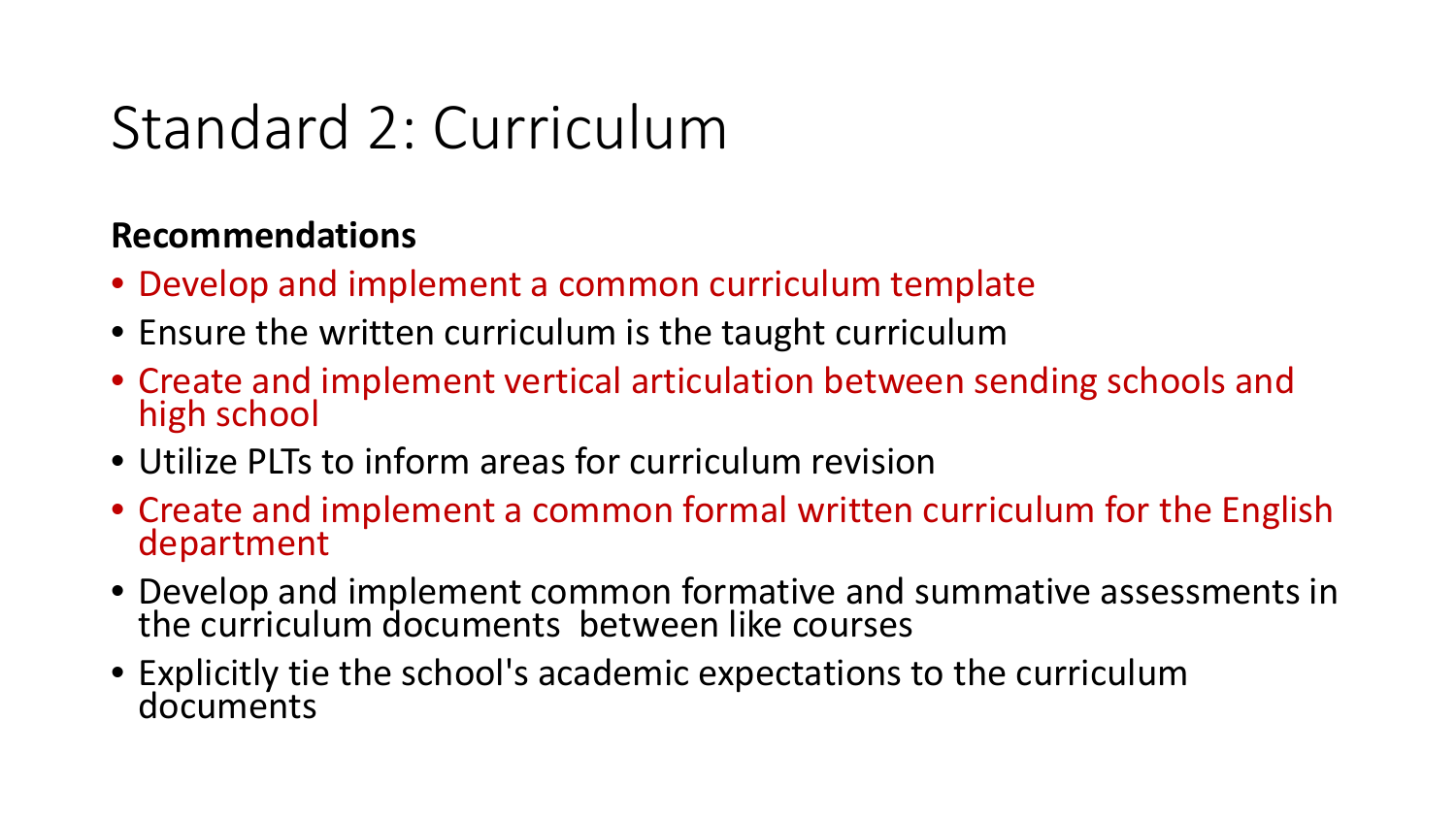# Standard 2: Curriculum

**Recommendations**

- Develop and implement a common curriculum template
- Ensure the written curriculum is the taught curriculum
- Create and implement vertical articulation between sending schools and high school
- Utilize PLTs to inform areas for curriculum revision
- Create and implement a common formal written curriculum for the English department
- Develop and implement common formative and summative assessments in the curriculum documents between like courses
- Explicitly tie the school's academic expectations to the curriculum documents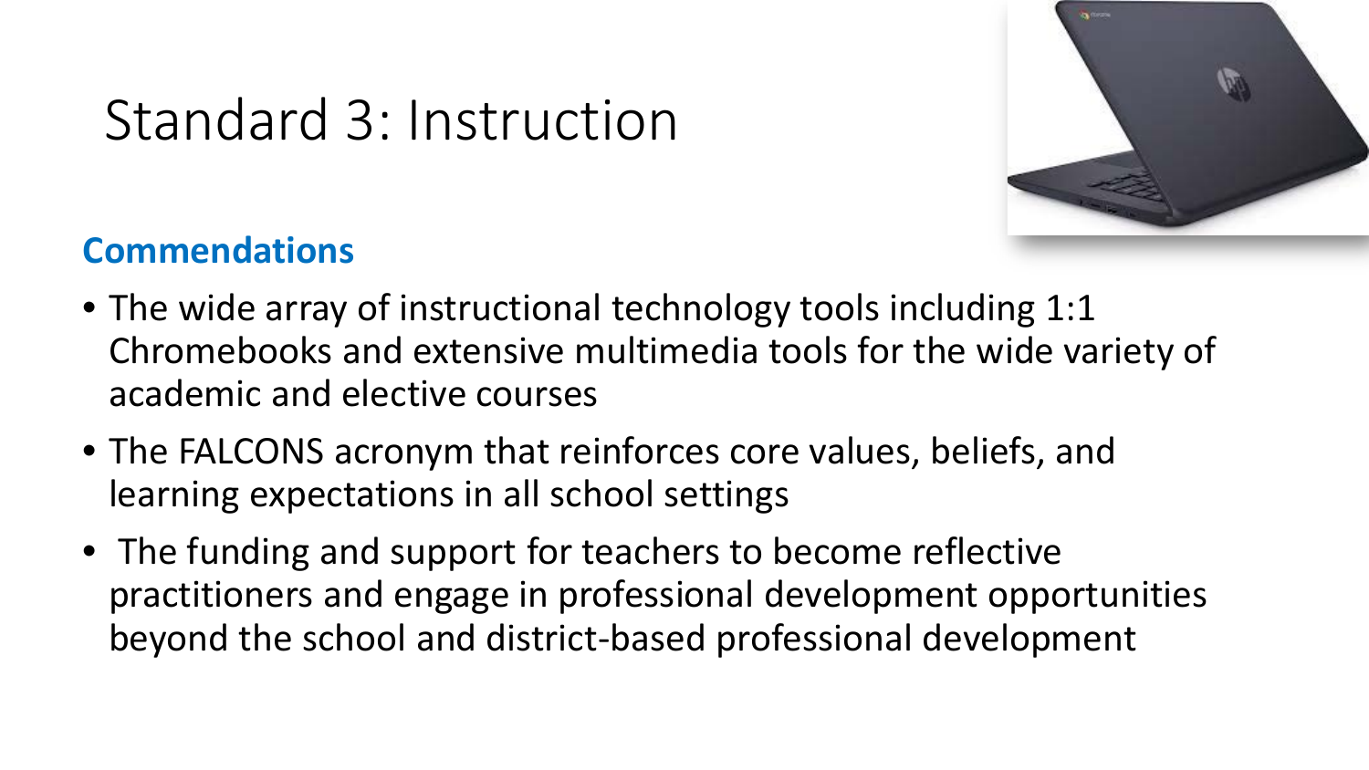# Standard 3: Instruction

## Commendations

- The wide array of instructional technology tools including 1:1 Chromebooks and extensive multimedia tools for the wide variety of academic and elective courses
- The FALCONS acronym that reinforces core values, beliefs, and learning expectations in all school settings
- The funding and support for teachers to become reflective practitioners and engage in professional development opportunities beyond the school and district-based professional development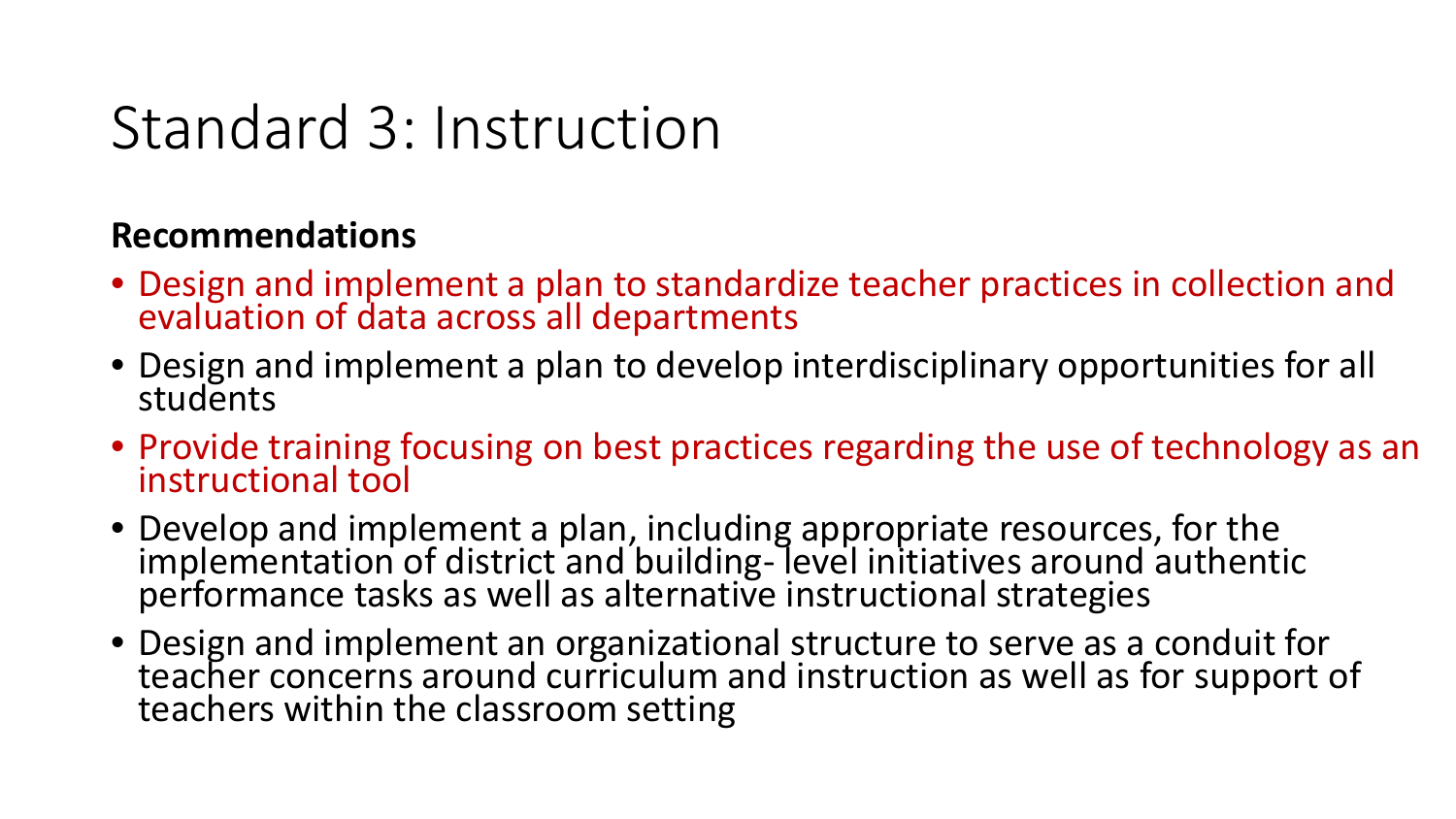# Standard 3: Instruction

**Recommendations**

- Design and implement a plan to standardize teacher practices in collection and evaluation of data across all departments
- Design and implement a plan to develop interdisciplinary opportunities for all students
- Provide training focusing on best practices regarding the use of technology as an instructional tool
- Develop and implement a plan, including appropriate resources, for the implementation of district and building- level initiatives around authentic performance tasks as well as alternative instructional strategies
- Design and implement an organizational structure to serve as a conduit for teacher concerns around curriculum and instruction as well as for support of teachers within the classroom setting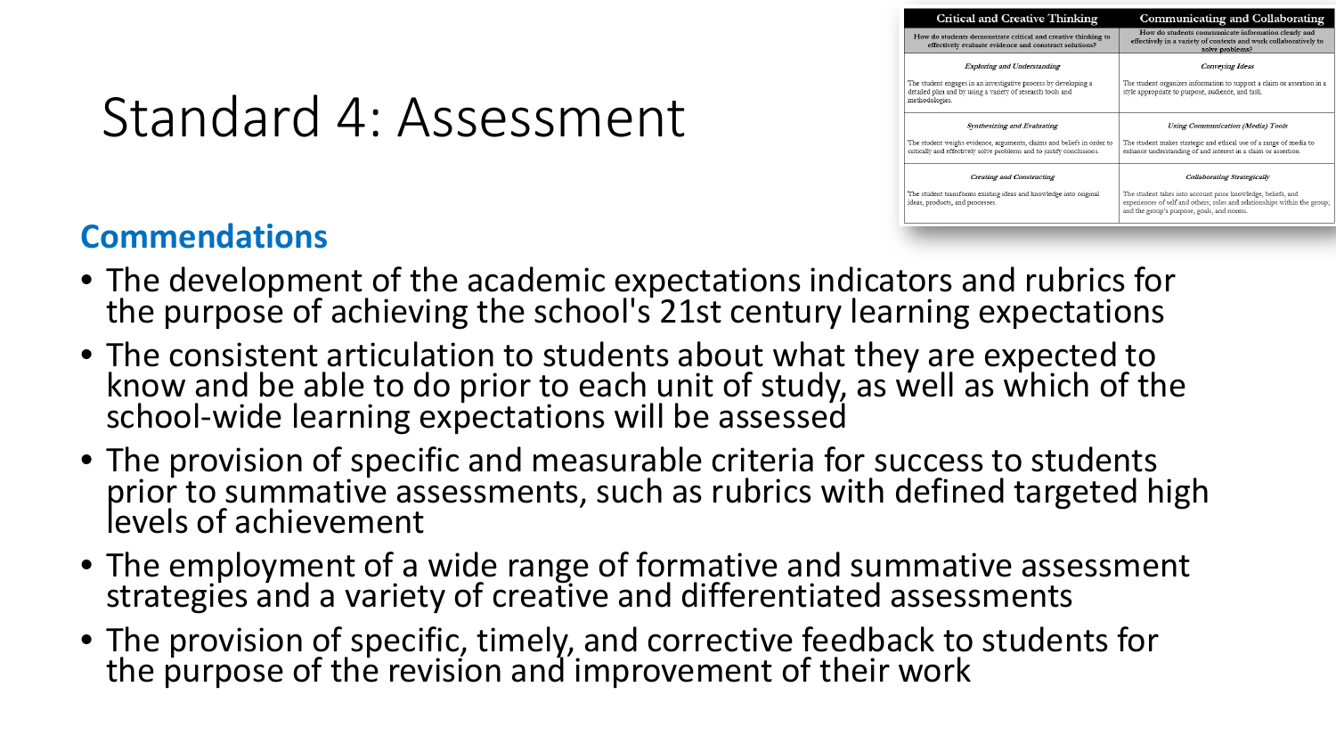# Standard 4: Assessment

| Critical and Creative Thinking | Communicating and Collaborating |
| --- | --- |
| How do students demonstrate critical and creative thinking to effectively evaluate evidence and construct solutions? | How do students communicate information clearly and effectively in a variety of contexts and work collaboratively to solve problems? |
| *Exploring and Understanding*<br><br>The student engages in an investigative process by developing a detailed plan and by using a variety of research tools and methodologies. | *Conveying Ideas*<br><br>The student organizes information to support a claim or assertion in a style appropriate to purpose, audience, and task. |
| *Synthesizing and Evaluating*<br><br>The student weighs evidence, arguments, claims and beliefs in order to critically and effectively solve problems and to justify conclusions. | *Using Communication (Media) Tools*<br><br>The student makes strategic and ethical use of a range of media to enhance understanding of and interest in a claim or assertion. |
| *Creating and Constructing*<br><br>The student transforms existing ideas and knowledge into original ideas, products, and processes. | *Collaborating Strategically*<br><br>The student takes into account prior knowledge, beliefs, and experiences of self and others; roles and relationships within the group; and the group's purpose, goals, and norms. |

## Commendations

- The development of the academic expectations indicators and rubrics for the purpose of achieving the school's 21st century learning expectations
- The consistent articulation to students about what they are expected to know and be able to do prior to each unit of study, as well as which of the school-wide learning expectations will be assessed
- The provision of specific and measurable criteria for success to students prior to summative assessments, such as rubrics with defined targeted high levels of achievement
- The employment of a wide range of formative and summative assessment strategies and a variety of creative and differentiated assessments
- The provision of specific, timely, and corrective feedback to students for the purpose of the revision and improvement of their work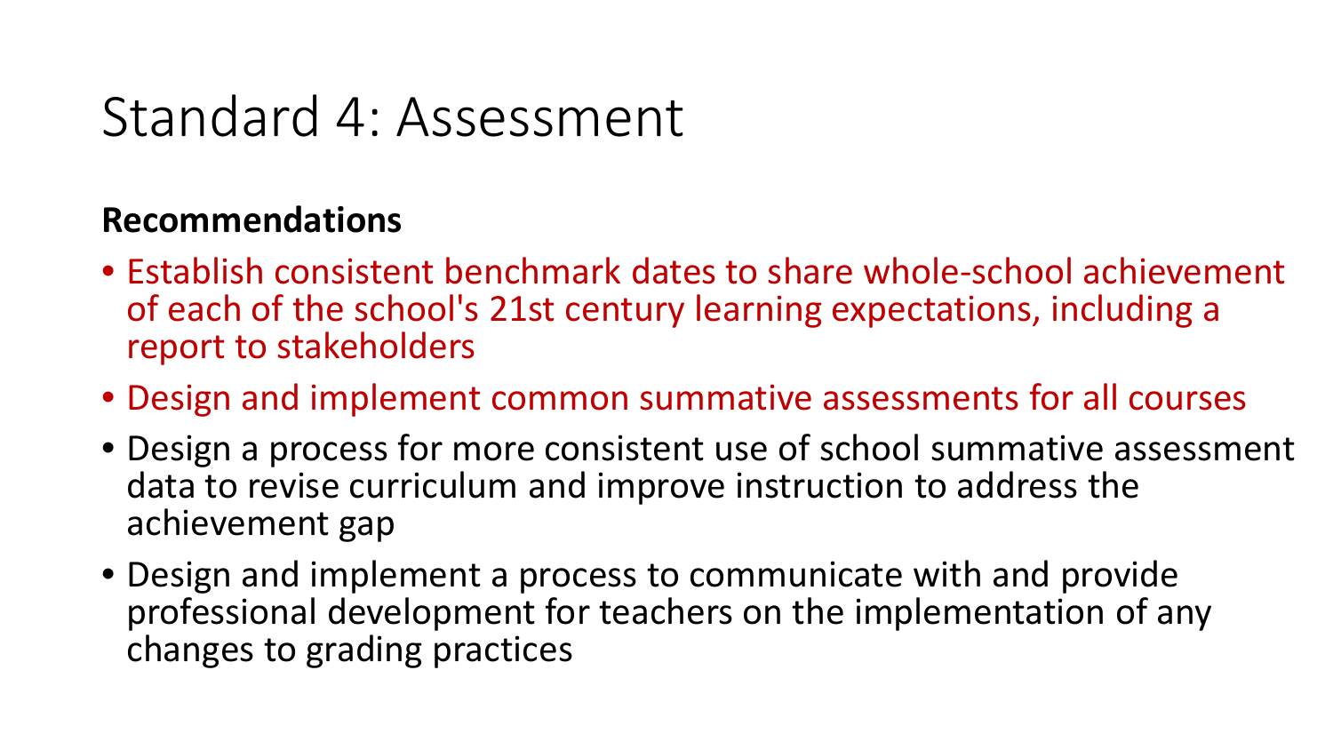# Standard 4: Assessment

**Recommendations**

- Establish consistent benchmark dates to share whole-school achievement of each of the school's 21st century learning expectations, including a report to stakeholders
- Design and implement common summative assessments for all courses
- Design a process for more consistent use of school summative assessment data to revise curriculum and improve instruction to address the achievement gap
- Design and implement a process to communicate with and provide professional development for teachers on the implementation of any changes to grading practices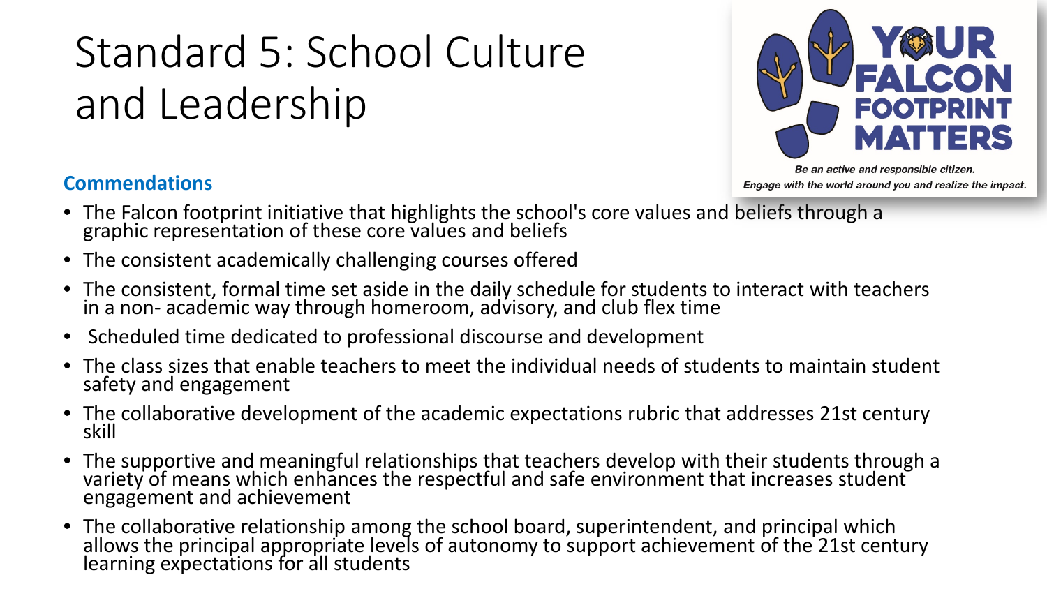# Standard 5: School Culture and Leadership

YOUR FALCON FOOTPRINT MATTERS

*Be an active and responsible citizen.*
*Engage with the world around you and realize the impact.*

## Commendations

- The Falcon footprint initiative that highlights the school's core values and beliefs through a graphic representation of these core values and beliefs
- The consistent academically challenging courses offered
- The consistent, formal time set aside in the daily schedule for students to interact with teachers in a non- academic way through homeroom, advisory, and club flex time
- Scheduled time dedicated to professional discourse and development
- The class sizes that enable teachers to meet the individual needs of students to maintain student safety and engagement
- The collaborative development of the academic expectations rubric that addresses 21st century skill
- The supportive and meaningful relationships that teachers develop with their students through a variety of means which enhances the respectful and safe environment that increases student engagement and achievement
- The collaborative relationship among the school board, superintendent, and principal which allows the principal appropriate levels of autonomy to support achievement of the 21st century learning expectations for all students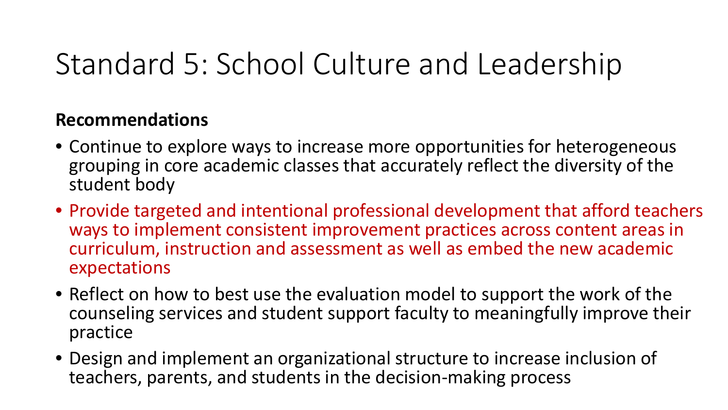# Standard 5: School Culture and Leadership

**Recommendations**

- Continue to explore ways to increase more opportunities for heterogeneous grouping in core academic classes that accurately reflect the diversity of the student body
- Provide targeted and intentional professional development that afford teachers ways to implement consistent improvement practices across content areas in curriculum, instruction and assessment as well as embed the new academic expectations
- Reflect on how to best use the evaluation model to support the work of the counseling services and student support faculty to meaningfully improve their practice
- Design and implement an organizational structure to increase inclusion of teachers, parents, and students in the decision-making process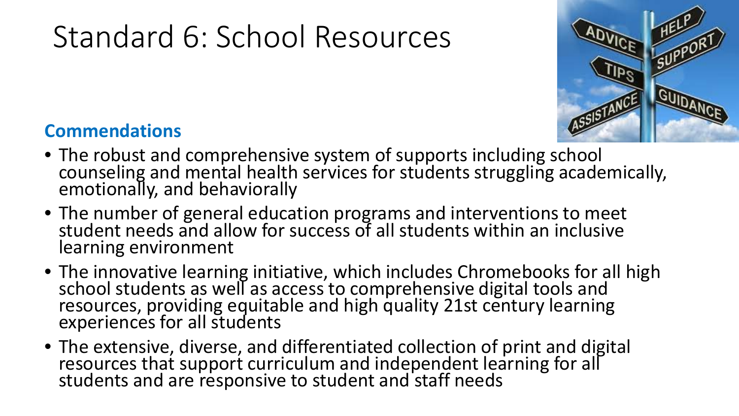# Standard 6: School Resources

**Commendations**

- The robust and comprehensive system of supports including school counseling and mental health services for students struggling academically, emotionally, and behaviorally
- The number of general education programs and interventions to meet student needs and allow for success of all students within an inclusive learning environment
- The innovative learning initiative, which includes Chromebooks for all high school students as well as access to comprehensive digital tools and resources, providing equitable and high quality 21st century learning experiences for all students
- The extensive, diverse, and differentiated collection of print and digital resources that support curriculum and independent learning for all students and are responsive to student and staff needs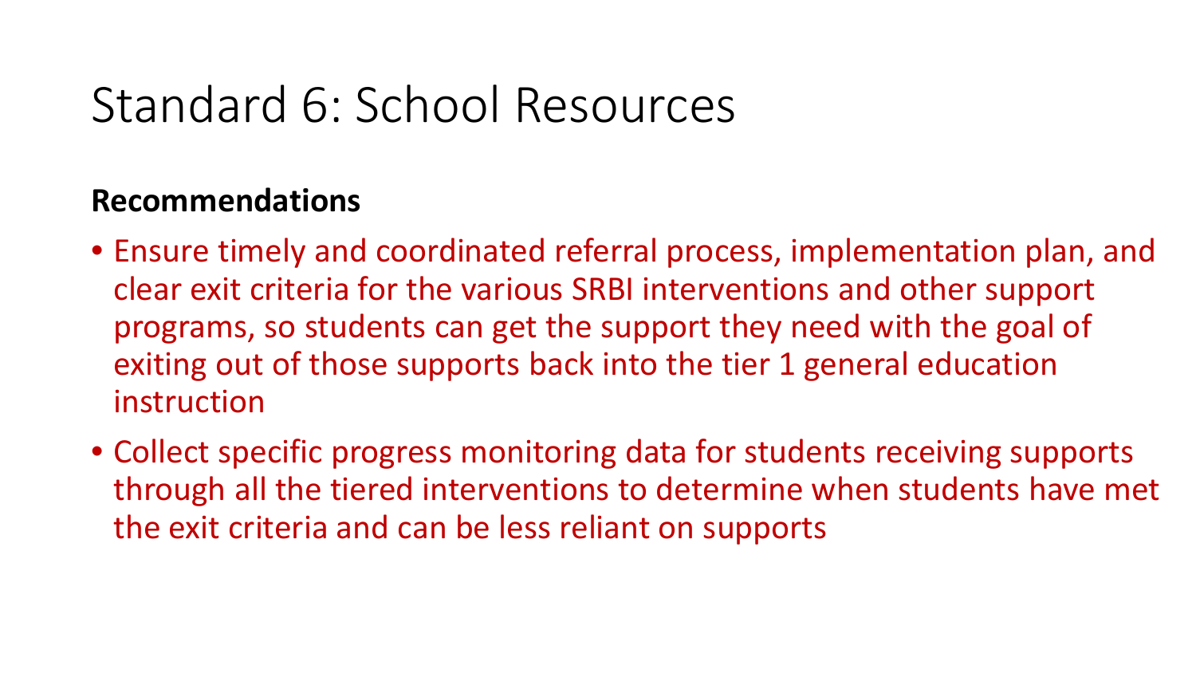# Standard 6: School Resources

**Recommendations**

- Ensure timely and coordinated referral process, implementation plan, and clear exit criteria for the various SRBI interventions and other support programs, so students can get the support they need with the goal of exiting out of those supports back into the tier 1 general education instruction
- Collect specific progress monitoring data for students receiving supports through all the tiered interventions to determine when students have met the exit criteria and can be less reliant on supports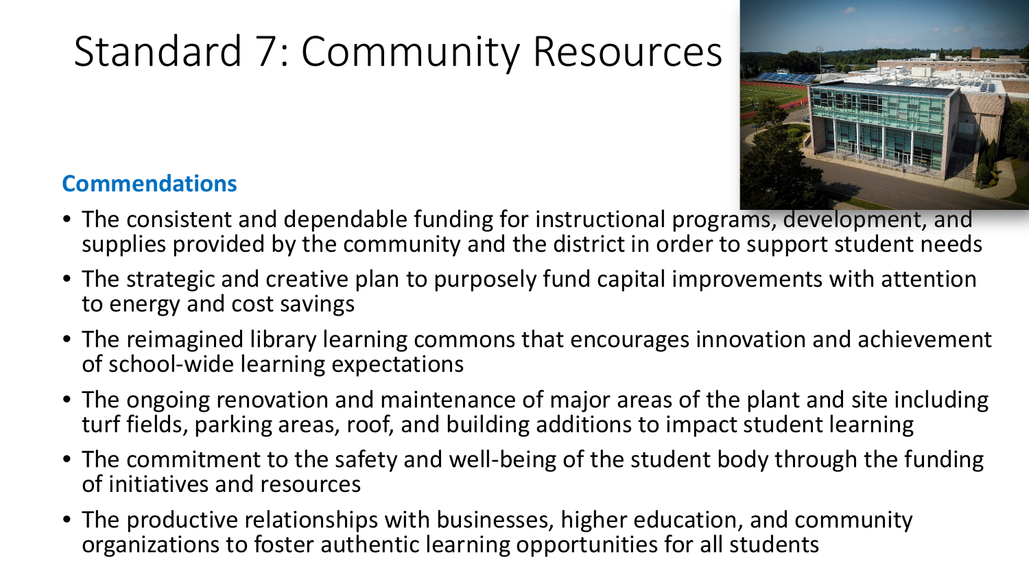# Standard 7: Community Resources

**Commendations**

- The consistent and dependable funding for instructional programs, development, and supplies provided by the community and the district in order to support student needs
- The strategic and creative plan to purposely fund capital improvements with attention to energy and cost savings
- The reimagined library learning commons that encourages innovation and achievement of school-wide learning expectations
- The ongoing renovation and maintenance of major areas of the plant and site including turf fields, parking areas, roof, and building additions to impact student learning
- The commitment to the safety and well-being of the student body through the funding of initiatives and resources
- The productive relationships with businesses, higher education, and community organizations to foster authentic learning opportunities for all students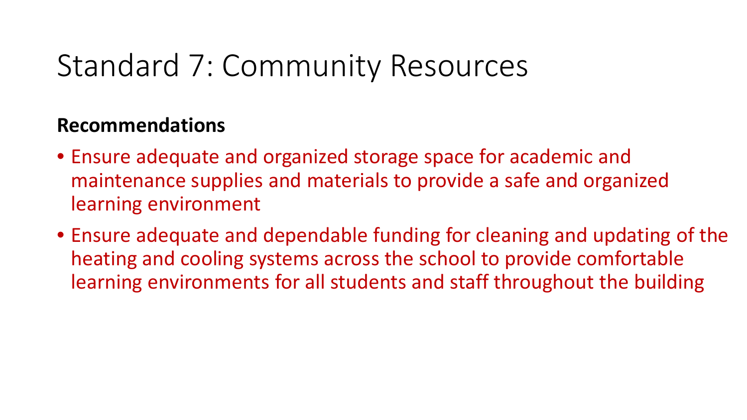# Standard 7: Community Resources

**Recommendations**

- Ensure adequate and organized storage space for academic and maintenance supplies and materials to provide a safe and organized learning environment
- Ensure adequate and dependable funding for cleaning and updating of the heating and cooling systems across the school to provide comfortable learning environments for all students and staff throughout the building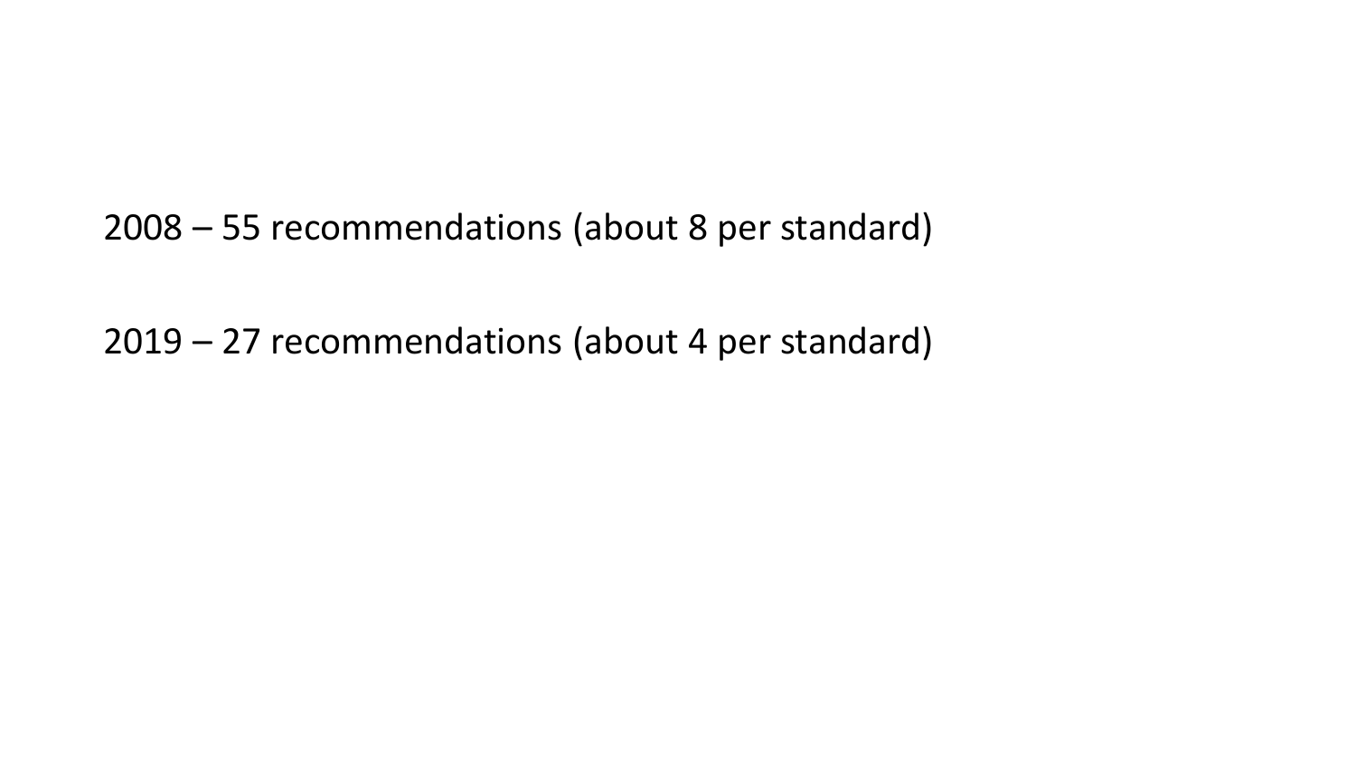2008 – 55 recommendations (about 8 per standard)

2019 – 27 recommendations (about 4 per standard)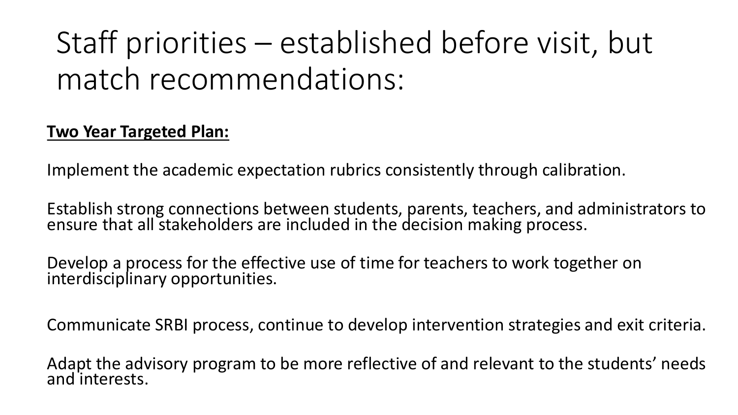# Staff priorities – established before visit, but match recommendations:

**<u>Two Year Targeted Plan:</u>**

Implement the academic expectation rubrics consistently through calibration.

Establish strong connections between students, parents, teachers, and administrators to ensure that all stakeholders are included in the decision making process.

Develop a process for the effective use of time for teachers to work together on interdisciplinary opportunities.

Communicate SRBI process, continue to develop intervention strategies and exit criteria.

Adapt the advisory program to be more reflective of and relevant to the students' needs and interests.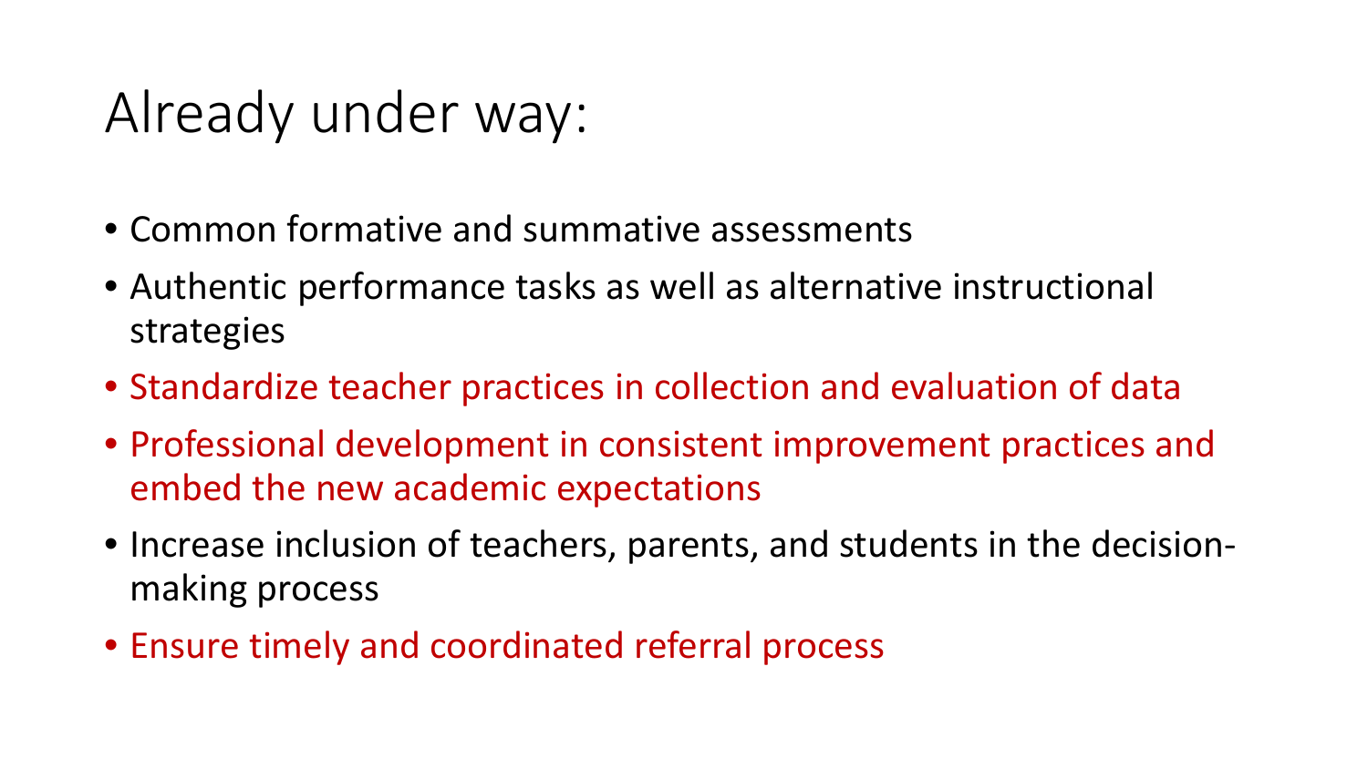# Already under way:

- Common formative and summative assessments
- Authentic performance tasks as well as alternative instructional strategies
- Standardize teacher practices in collection and evaluation of data
- Professional development in consistent improvement practices and embed the new academic expectations
- Increase inclusion of teachers, parents, and students in the decision-making process
- Ensure timely and coordinated referral process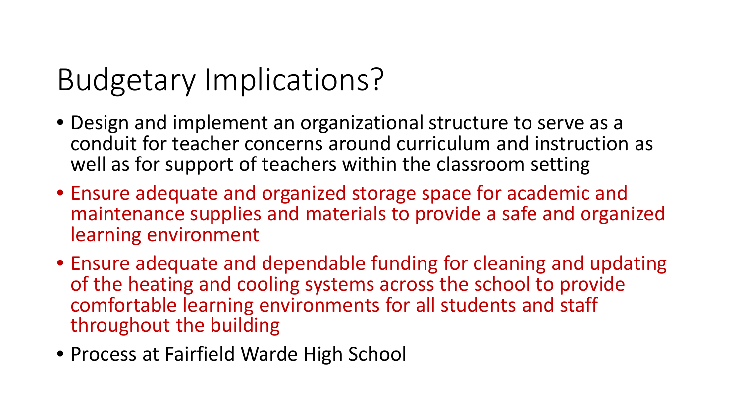# Budgetary Implications?

- Design and implement an organizational structure to serve as a conduit for teacher concerns around curriculum and instruction as well as for support of teachers within the classroom setting
- Ensure adequate and organized storage space for academic and maintenance supplies and materials to provide a safe and organized learning environment
- Ensure adequate and dependable funding for cleaning and updating of the heating and cooling systems across the school to provide comfortable learning environments for all students and staff throughout the building
- Process at Fairfield Warde High School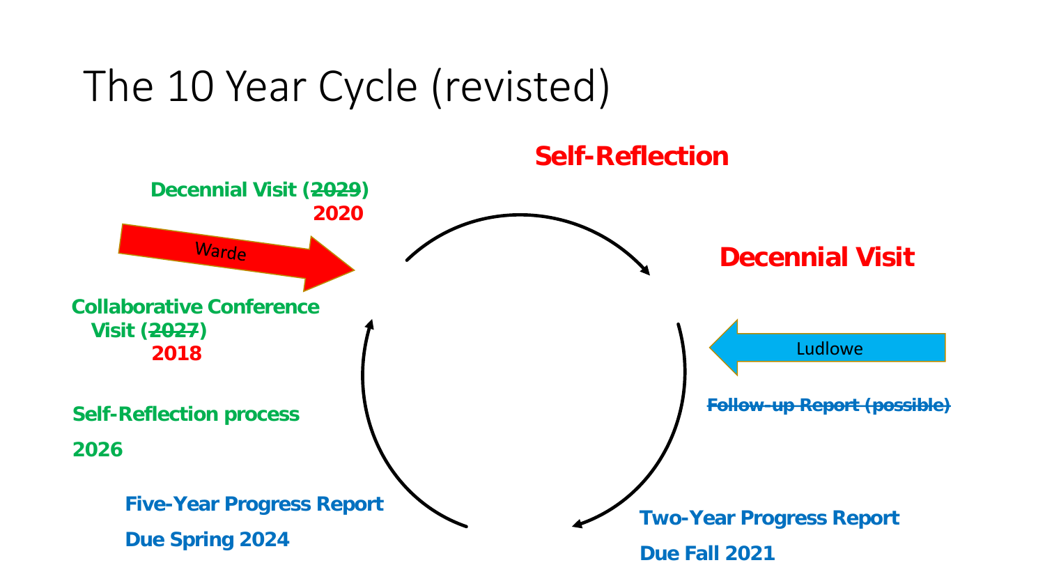# The 10 Year Cycle (revisted)

**Self-Reflection**

**Decennial Visit**

**Decennial Visit (~~2029~~)**
**2020**

Warde

**Collaborative Conference Visit (~~2027~~)**
**2018**

Ludlowe

~~**Follow-up Report (possible)**~~

**Self-Reflection process**

**2026**

**Five-Year Progress Report**

**Due Spring 2024**

**Two-Year Progress Report**

**Due Fall 2021**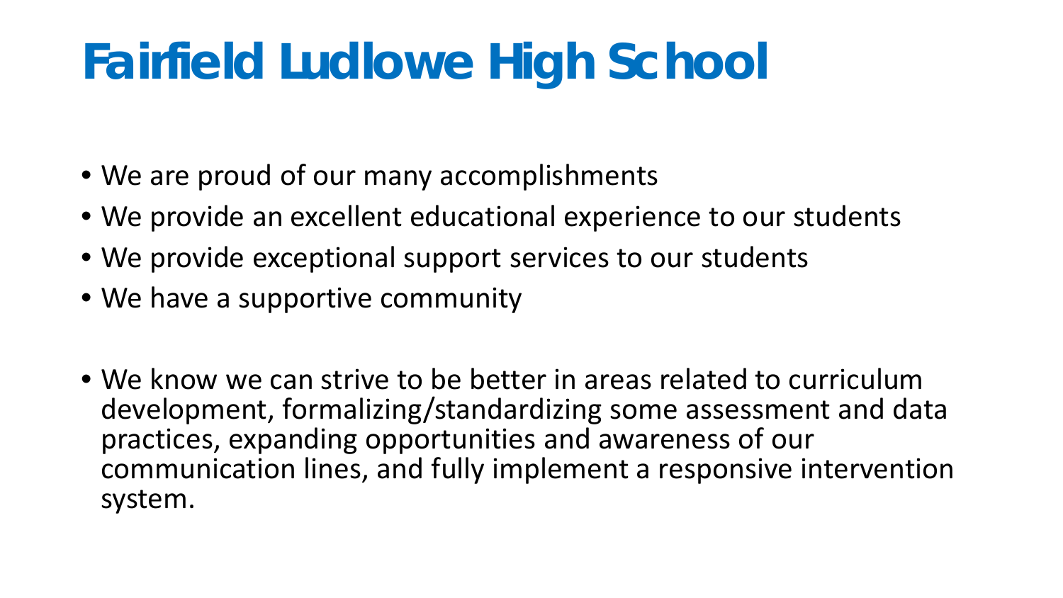# Fairfield Ludlowe High School

- We are proud of our many accomplishments
- We provide an excellent educational experience to our students
- We provide exceptional support services to our students
- We have a supportive community

- We know we can strive to be better in areas related to curriculum development, formalizing/standardizing some assessment and data practices, expanding opportunities and awareness of our communication lines, and fully implement a responsive intervention system.